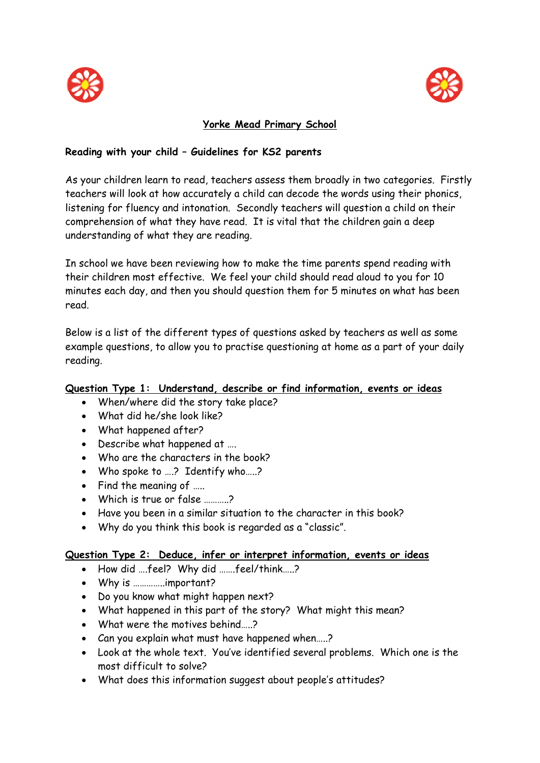# Yorke Mead Primary School

**Reading with your child – Guidelines for KS2 parents**

As your children learn to read, teachers assess them broadly in two categories. Firstly teachers will look at how accurately a child can decode the words using their phonics, listening for fluency and intonation. Secondly teachers will question a child on their comprehension of what they have read. It is vital that the children gain a deep understanding of what they are reading.

In school we have been reviewing how to make the time parents spend reading with their children most effective. We feel your child should read aloud to you for 10 minutes each day, and then you should question them for 5 minutes on what has been read.

Below is a list of the different types of questions asked by teachers as well as some example questions, to allow you to practise questioning at home as a part of your daily reading.

## Question Type 1: Understand, describe or find information, events or ideas

- When/where did the story take place?
- What did he/she look like?
- What happened after?
- Describe what happened at ….
- Who are the characters in the book?
- Who spoke to ….? Identify who…..?
- Find the meaning of …..
- Which is true or false ………..?
- Have you been in a similar situation to the character in this book?
- Why do you think this book is regarded as a "classic".

## Question Type 2: Deduce, infer or interpret information, events or ideas

- How did ….feel? Why did …….feel/think…..?
- Why is …………..important?
- Do you know what might happen next?
- What happened in this part of the story? What might this mean?
- What were the motives behind…..?
- Can you explain what must have happened when…..?
- Look at the whole text. You've identified several problems. Which one is the most difficult to solve?
- What does this information suggest about people's attitudes?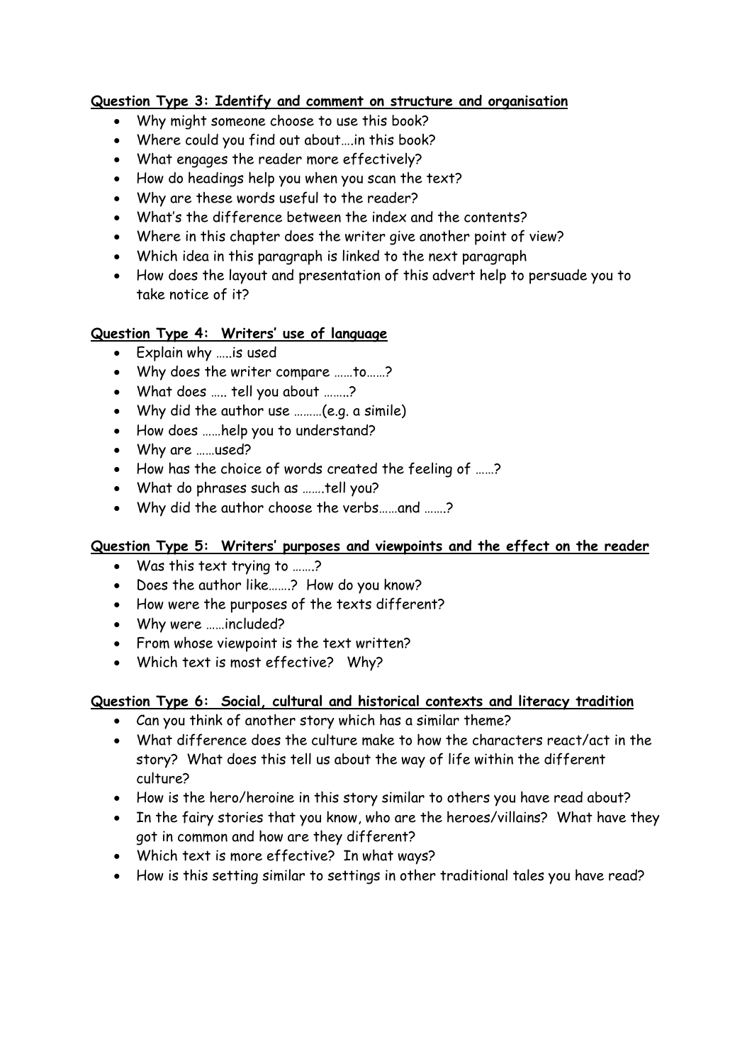**Question Type 3: Identify and comment on structure and organisation**

- Why might someone choose to use this book?
- Where could you find out about….in this book?
- What engages the reader more effectively?
- How do headings help you when you scan the text?
- Why are these words useful to the reader?
- What's the difference between the index and the contents?
- Where in this chapter does the writer give another point of view?
- Which idea in this paragraph is linked to the next paragraph
- How does the layout and presentation of this advert help to persuade you to take notice of it?

**Question Type 4: Writers' use of language**

- Explain why …..is used
- Why does the writer compare ……to……?
- What does ….. tell you about ……..?
- Why did the author use ………(e.g. a simile)
- How does ……help you to understand?
- Why are ……used?
- How has the choice of words created the feeling of ……?
- What do phrases such as …….tell you?
- Why did the author choose the verbs……and …….?

**Question Type 5: Writers' purposes and viewpoints and the effect on the reader**

- Was this text trying to …….?
- Does the author like…….? How do you know?
- How were the purposes of the texts different?
- Why were ……included?
- From whose viewpoint is the text written?
- Which text is most effective? Why?

**Question Type 6: Social, cultural and historical contexts and literacy tradition**

- Can you think of another story which has a similar theme?
- What difference does the culture make to how the characters react/act in the story? What does this tell us about the way of life within the different culture?
- How is the hero/heroine in this story similar to others you have read about?
- In the fairy stories that you know, who are the heroes/villains? What have they got in common and how are they different?
- Which text is more effective? In what ways?
- How is this setting similar to settings in other traditional tales you have read?